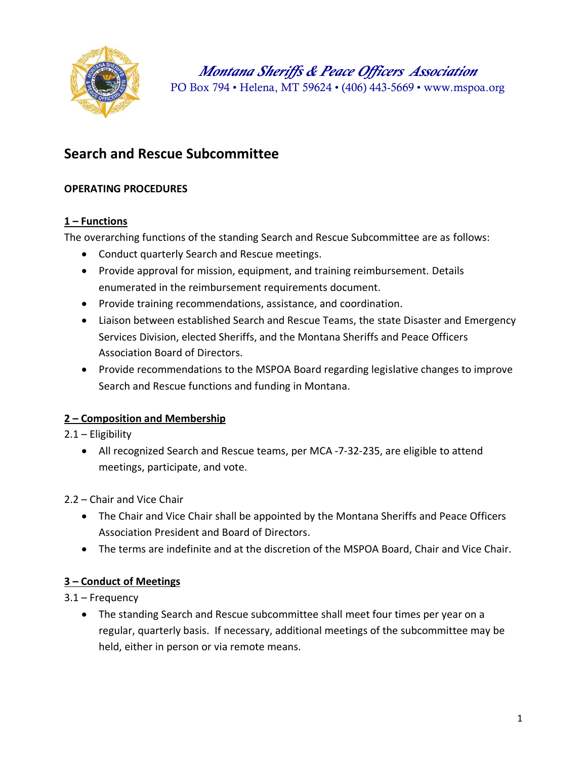*Montana Sheriffs & Peace Officers Association*
PO Box 794 • Helena, MT 59624 • (406) 443-5669 • www.mspoa.org

# Search and Rescue Subcommittee

**OPERATING PROCEDURES**

## 1 – Functions

The overarching functions of the standing Search and Rescue Subcommittee are as follows:

- Conduct quarterly Search and Rescue meetings.
- Provide approval for mission, equipment, and training reimbursement. Details enumerated in the reimbursement requirements document.
- Provide training recommendations, assistance, and coordination.
- Liaison between established Search and Rescue Teams, the state Disaster and Emergency Services Division, elected Sheriffs, and the Montana Sheriffs and Peace Officers Association Board of Directors.
- Provide recommendations to the MSPOA Board regarding legislative changes to improve Search and Rescue functions and funding in Montana.

## 2 – Composition and Membership

2.1 – Eligibility

- All recognized Search and Rescue teams, per MCA -7-32-235, are eligible to attend meetings, participate, and vote.

2.2 – Chair and Vice Chair

- The Chair and Vice Chair shall be appointed by the Montana Sheriffs and Peace Officers Association President and Board of Directors.
- The terms are indefinite and at the discretion of the MSPOA Board, Chair and Vice Chair.

## 3 – Conduct of Meetings

3.1 – Frequency

- The standing Search and Rescue subcommittee shall meet four times per year on a regular, quarterly basis. If necessary, additional meetings of the subcommittee may be held, either in person or via remote means.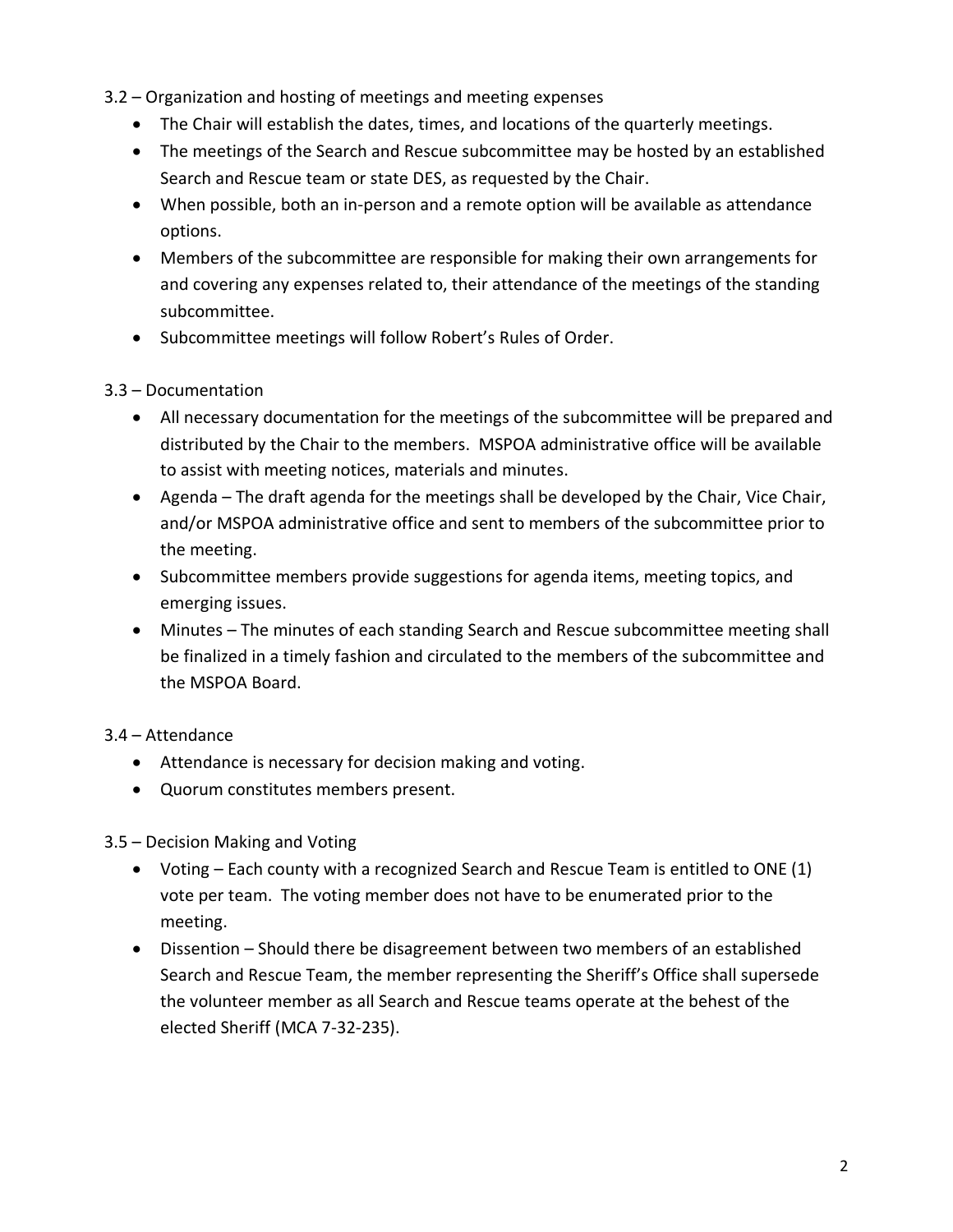3.2 – Organization and hosting of meetings and meeting expenses

- The Chair will establish the dates, times, and locations of the quarterly meetings.
- The meetings of the Search and Rescue subcommittee may be hosted by an established Search and Rescue team or state DES, as requested by the Chair.
- When possible, both an in-person and a remote option will be available as attendance options.
- Members of the subcommittee are responsible for making their own arrangements for and covering any expenses related to, their attendance of the meetings of the standing subcommittee.
- Subcommittee meetings will follow Robert's Rules of Order.

3.3 – Documentation

- All necessary documentation for the meetings of the subcommittee will be prepared and distributed by the Chair to the members. MSPOA administrative office will be available to assist with meeting notices, materials and minutes.
- Agenda – The draft agenda for the meetings shall be developed by the Chair, Vice Chair, and/or MSPOA administrative office and sent to members of the subcommittee prior to the meeting.
- Subcommittee members provide suggestions for agenda items, meeting topics, and emerging issues.
- Minutes – The minutes of each standing Search and Rescue subcommittee meeting shall be finalized in a timely fashion and circulated to the members of the subcommittee and the MSPOA Board.

3.4 – Attendance

- Attendance is necessary for decision making and voting.
- Quorum constitutes members present.

3.5 – Decision Making and Voting

- Voting – Each county with a recognized Search and Rescue Team is entitled to ONE (1) vote per team. The voting member does not have to be enumerated prior to the meeting.
- Dissention – Should there be disagreement between two members of an established Search and Rescue Team, the member representing the Sheriff's Office shall supersede the volunteer member as all Search and Rescue teams operate at the behest of the elected Sheriff (MCA 7-32-235).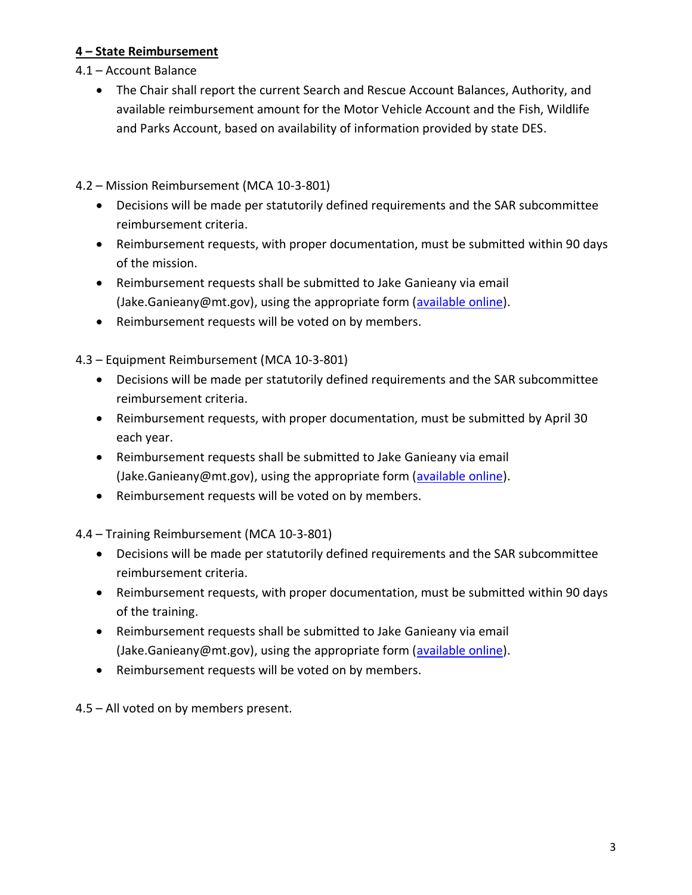**4 – State Reimbursement**

4.1 – Account Balance

- The Chair shall report the current Search and Rescue Account Balances, Authority, and available reimbursement amount for the Motor Vehicle Account and the Fish, Wildlife and Parks Account, based on availability of information provided by state DES.

4.2 – Mission Reimbursement (MCA 10-3-801)

- Decisions will be made per statutorily defined requirements and the SAR subcommittee reimbursement criteria.
- Reimbursement requests, with proper documentation, must be submitted within 90 days of the mission.
- Reimbursement requests shall be submitted to Jake Ganieany via email (Jake.Ganieany@mt.gov), using the appropriate form (available online).
- Reimbursement requests will be voted on by members.

4.3 – Equipment Reimbursement (MCA 10-3-801)

- Decisions will be made per statutorily defined requirements and the SAR subcommittee reimbursement criteria.
- Reimbursement requests, with proper documentation, must be submitted by April 30 each year.
- Reimbursement requests shall be submitted to Jake Ganieany via email (Jake.Ganieany@mt.gov), using the appropriate form (available online).
- Reimbursement requests will be voted on by members.

4.4 – Training Reimbursement (MCA 10-3-801)

- Decisions will be made per statutorily defined requirements and the SAR subcommittee reimbursement criteria.
- Reimbursement requests, with proper documentation, must be submitted within 90 days of the training.
- Reimbursement requests shall be submitted to Jake Ganieany via email (Jake.Ganieany@mt.gov), using the appropriate form (available online).
- Reimbursement requests will be voted on by members.

4.5 – All voted on by members present.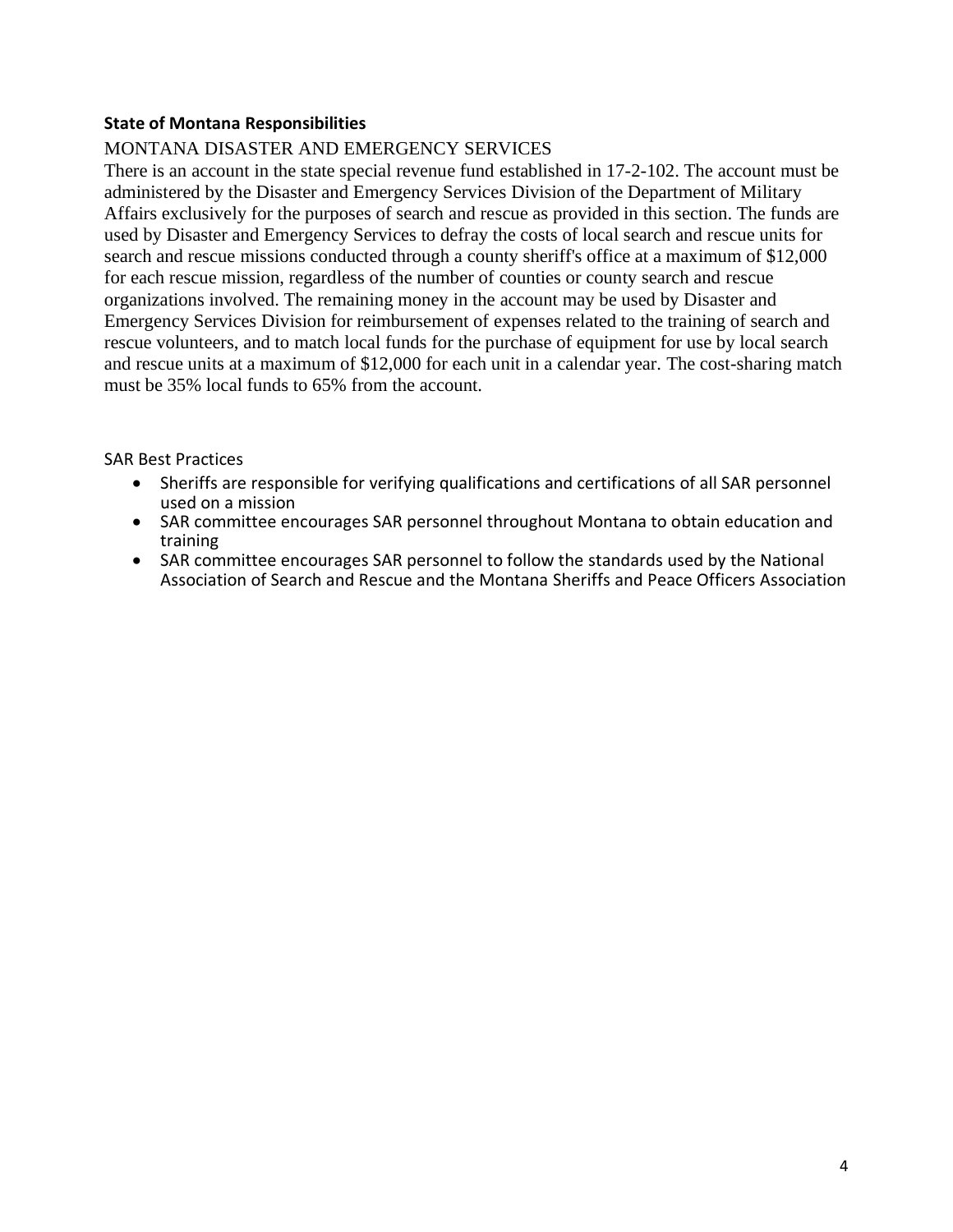**State of Montana Responsibilities**

MONTANA DISASTER AND EMERGENCY SERVICES

There is an account in the state special revenue fund established in 17-2-102. The account must be administered by the Disaster and Emergency Services Division of the Department of Military Affairs exclusively for the purposes of search and rescue as provided in this section. The funds are used by Disaster and Emergency Services to defray the costs of local search and rescue units for search and rescue missions conducted through a county sheriff's office at a maximum of $12,000 for each rescue mission, regardless of the number of counties or county search and rescue organizations involved. The remaining money in the account may be used by Disaster and Emergency Services Division for reimbursement of expenses related to the training of search and rescue volunteers, and to match local funds for the purchase of equipment for use by local search and rescue units at a maximum of $12,000 for each unit in a calendar year. The cost-sharing match must be 35% local funds to 65% from the account.

SAR Best Practices

- Sheriffs are responsible for verifying qualifications and certifications of all SAR personnel used on a mission
- SAR committee encourages SAR personnel throughout Montana to obtain education and training
- SAR committee encourages SAR personnel to follow the standards used by the National Association of Search and Rescue and the Montana Sheriffs and Peace Officers Association